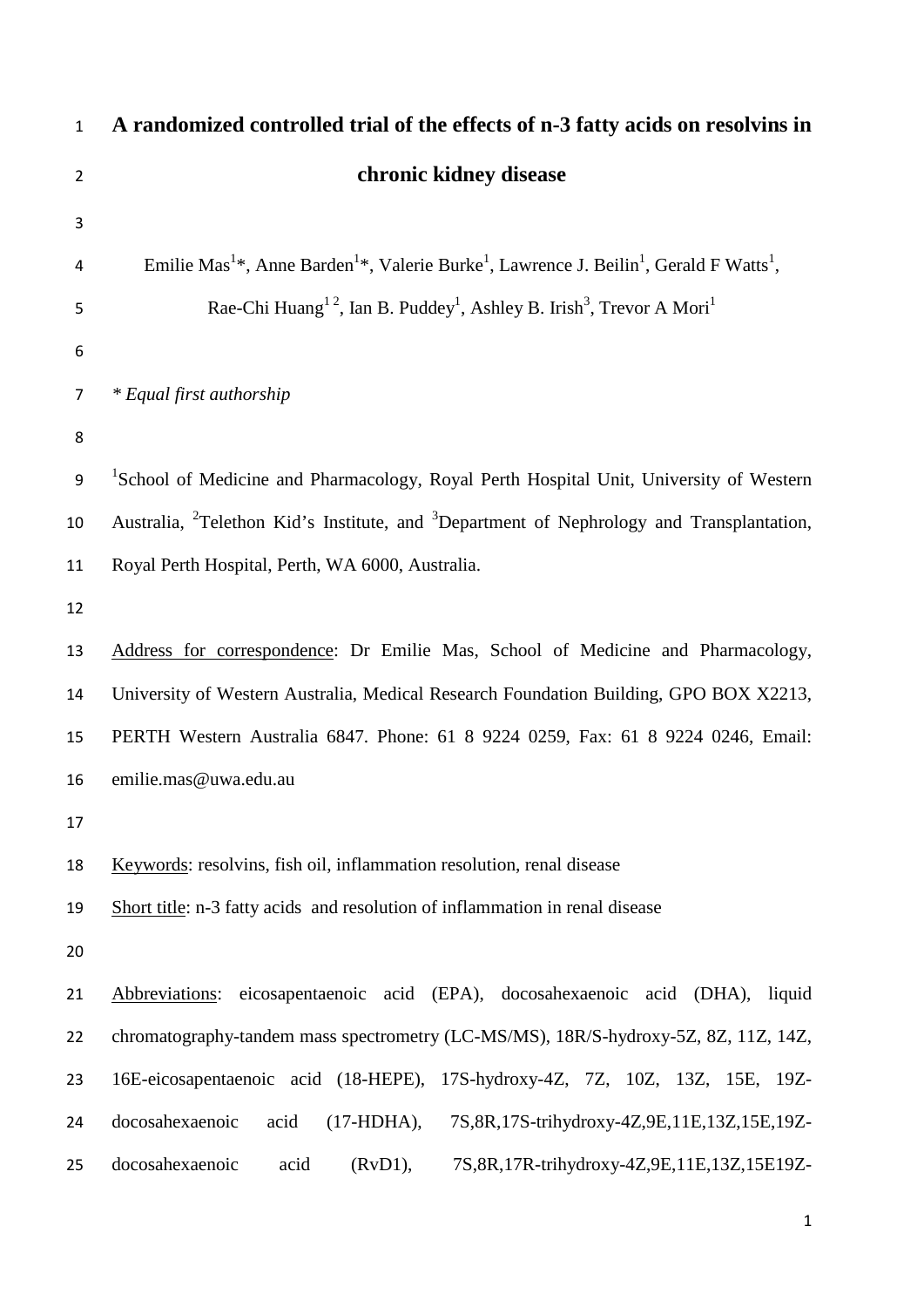# A randomized controlled trial of the effects of n-3 fatty acids on resolvins in chronic kidney disease

Emilie Mas[1]*, Anne Barden[1]*, Valerie Burke[1], Lawrence J. Beilin[1], Gerald F Watts[1], Rae-Chi Huang[1 2], Ian B. Puddey[1], Ashley B. Irish[3], Trevor A Mori[1]

*\* Equal first authorship*

[1]School of Medicine and Pharmacology, Royal Perth Hospital Unit, University of Western Australia, [2]Telethon Kid's Institute, and [3]Department of Nephrology and Transplantation, Royal Perth Hospital, Perth, WA 6000, Australia.

Address for correspondence: Dr Emilie Mas, School of Medicine and Pharmacology, University of Western Australia, Medical Research Foundation Building, GPO BOX X2213, PERTH Western Australia 6847. Phone: 61 8 9224 0259, Fax: 61 8 9224 0246, Email: emilie.mas@uwa.edu.au

Keywords: resolvins, fish oil, inflammation resolution, renal disease

Short title: n-3 fatty acids and resolution of inflammation in renal disease

Abbreviations: eicosapentaenoic acid (EPA), docosahexaenoic acid (DHA), liquid chromatography-tandem mass spectrometry (LC-MS/MS), 18R/S-hydroxy-5Z, 8Z, 11Z, 14Z, 16E-eicosapentaenoic acid (18-HEPE), 17S-hydroxy-4Z, 7Z, 10Z, 13Z, 15E, 19Z-docosahexaenoic acid (17-HDHA), 7S,8R,17S-trihydroxy-4Z,9E,11E,13Z,15E,19Z-docosahexaenoic acid (RvD1), 7S,8R,17R-trihydroxy-4Z,9E,11E,13Z,15E19Z-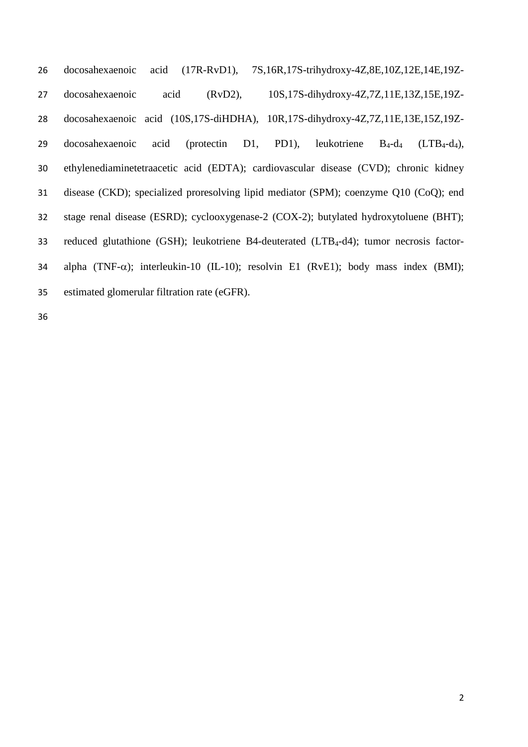docosahexaenoic acid (17R-RvD1), 7S,16R,17S-trihydroxy-4Z,8E,10Z,12E,14E,19Z-docosahexaenoic acid (RvD2), 10S,17S-dihydroxy-4Z,7Z,11E,13Z,15E,19Z-docosahexaenoic acid (10S,17S-diHDHA), 10R,17S-dihydroxy-4Z,7Z,11E,13E,15Z,19Z-docosahexaenoic acid (protectin D1, PD1), leukotriene $B_4$-$d_4$ ($LTB_4$-$d_4$), ethylenediaminetetraacetic acid (EDTA); cardiovascular disease (CVD); chronic kidney disease (CKD); specialized proresolving lipid mediator (SPM); coenzyme Q10 (CoQ); end stage renal disease (ESRD); cyclooxygenase-2 (COX-2); butylated hydroxytoluene (BHT); reduced glutathione (GSH); leukotriene B4-deuterated ($LTB_4$-d4); tumor necrosis factor-alpha (TNF-$\alpha$); interleukin-10 (IL-10); resolvin E1 (RvE1); body mass index (BMI); estimated glomerular filtration rate (eGFR).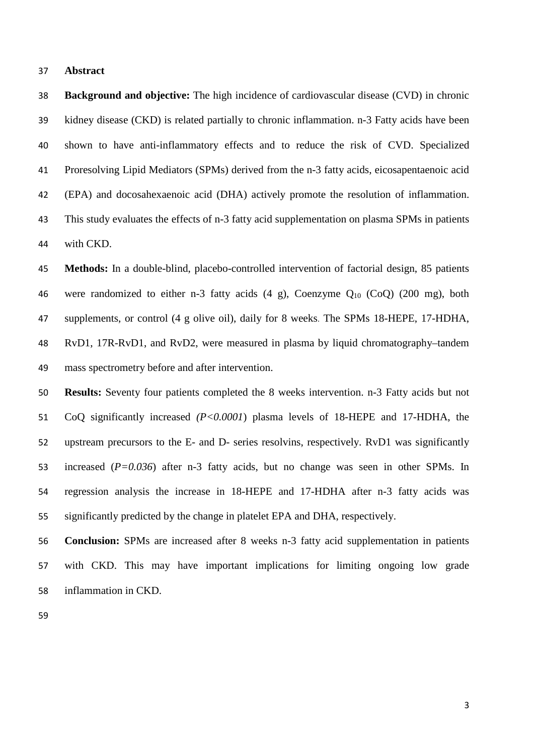## Abstract

**Background and objective:** The high incidence of cardiovascular disease (CVD) in chronic kidney disease (CKD) is related partially to chronic inflammation. n-3 Fatty acids have been shown to have anti-inflammatory effects and to reduce the risk of CVD. Specialized Proresolving Lipid Mediators (SPMs) derived from the n-3 fatty acids, eicosapentaenoic acid (EPA) and docosahexaenoic acid (DHA) actively promote the resolution of inflammation. This study evaluates the effects of n-3 fatty acid supplementation on plasma SPMs in patients with CKD.

**Methods:** In a double-blind, placebo-controlled intervention of factorial design, 85 patients were randomized to either n-3 fatty acids (4 g), Coenzyme $Q_{10}$ (CoQ) (200 mg), both supplements, or control (4 g olive oil), daily for 8 weeks. The SPMs 18-HEPE, 17-HDHA, RvD1, 17R-RvD1, and RvD2, were measured in plasma by liquid chromatography–tandem mass spectrometry before and after intervention.

**Results:** Seventy four patients completed the 8 weeks intervention. n-3 Fatty acids but not CoQ significantly increased (*P<0.0001*) plasma levels of 18-HEPE and 17-HDHA, the upstream precursors to the E- and D- series resolvins, respectively. RvD1 was significantly increased (*P=0.036*) after n-3 fatty acids, but no change was seen in other SPMs. In regression analysis the increase in 18-HEPE and 17-HDHA after n-3 fatty acids was significantly predicted by the change in platelet EPA and DHA, respectively.

**Conclusion:** SPMs are increased after 8 weeks n-3 fatty acid supplementation in patients with CKD. This may have important implications for limiting ongoing low grade inflammation in CKD.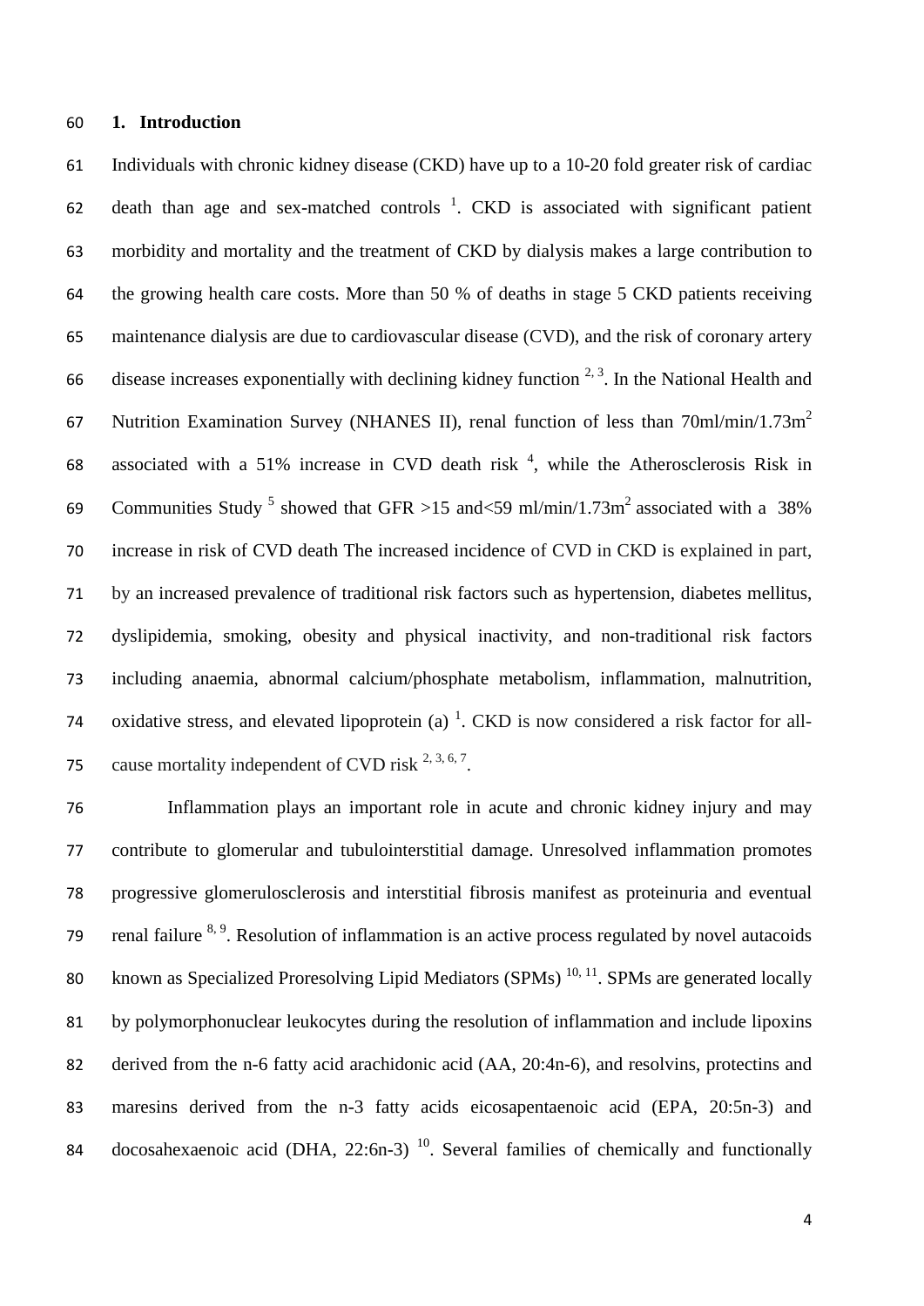## 1. Introduction

Individuals with chronic kidney disease (CKD) have up to a 10-20 fold greater risk of cardiac death than age and sex-matched controls [1]. CKD is associated with significant patient morbidity and mortality and the treatment of CKD by dialysis makes a large contribution to the growing health care costs. More than 50 % of deaths in stage 5 CKD patients receiving maintenance dialysis are due to cardiovascular disease (CVD), and the risk of coronary artery disease increases exponentially with declining kidney function [2, 3]. In the National Health and Nutrition Examination Survey (NHANES II), renal function of less than 70ml/min/1.73m$^2$ associated with a 51% increase in CVD death risk [4], while the Atherosclerosis Risk in Communities Study [5] showed that GFR >15 and<59 ml/min/1.73m$^2$ associated with a 38% increase in risk of CVD death The increased incidence of CVD in CKD is explained in part, by an increased prevalence of traditional risk factors such as hypertension, diabetes mellitus, dyslipidemia, smoking, obesity and physical inactivity, and non-traditional risk factors including anaemia, abnormal calcium/phosphate metabolism, inflammation, malnutrition, oxidative stress, and elevated lipoprotein (a) [1]. CKD is now considered a risk factor for all-cause mortality independent of CVD risk [2, 3, 6, 7].

Inflammation plays an important role in acute and chronic kidney injury and may contribute to glomerular and tubulointerstitial damage. Unresolved inflammation promotes progressive glomerulosclerosis and interstitial fibrosis manifest as proteinuria and eventual renal failure [8, 9]. Resolution of inflammation is an active process regulated by novel autacoids known as Specialized Proresolving Lipid Mediators (SPMs) [10, 11]. SPMs are generated locally by polymorphonuclear leukocytes during the resolution of inflammation and include lipoxins derived from the n-6 fatty acid arachidonic acid (AA, 20:4n-6), and resolvins, protectins and maresins derived from the n-3 fatty acids eicosapentaenoic acid (EPA, 20:5n-3) and docosahexaenoic acid (DHA, 22:6n-3) [10]. Several families of chemically and functionally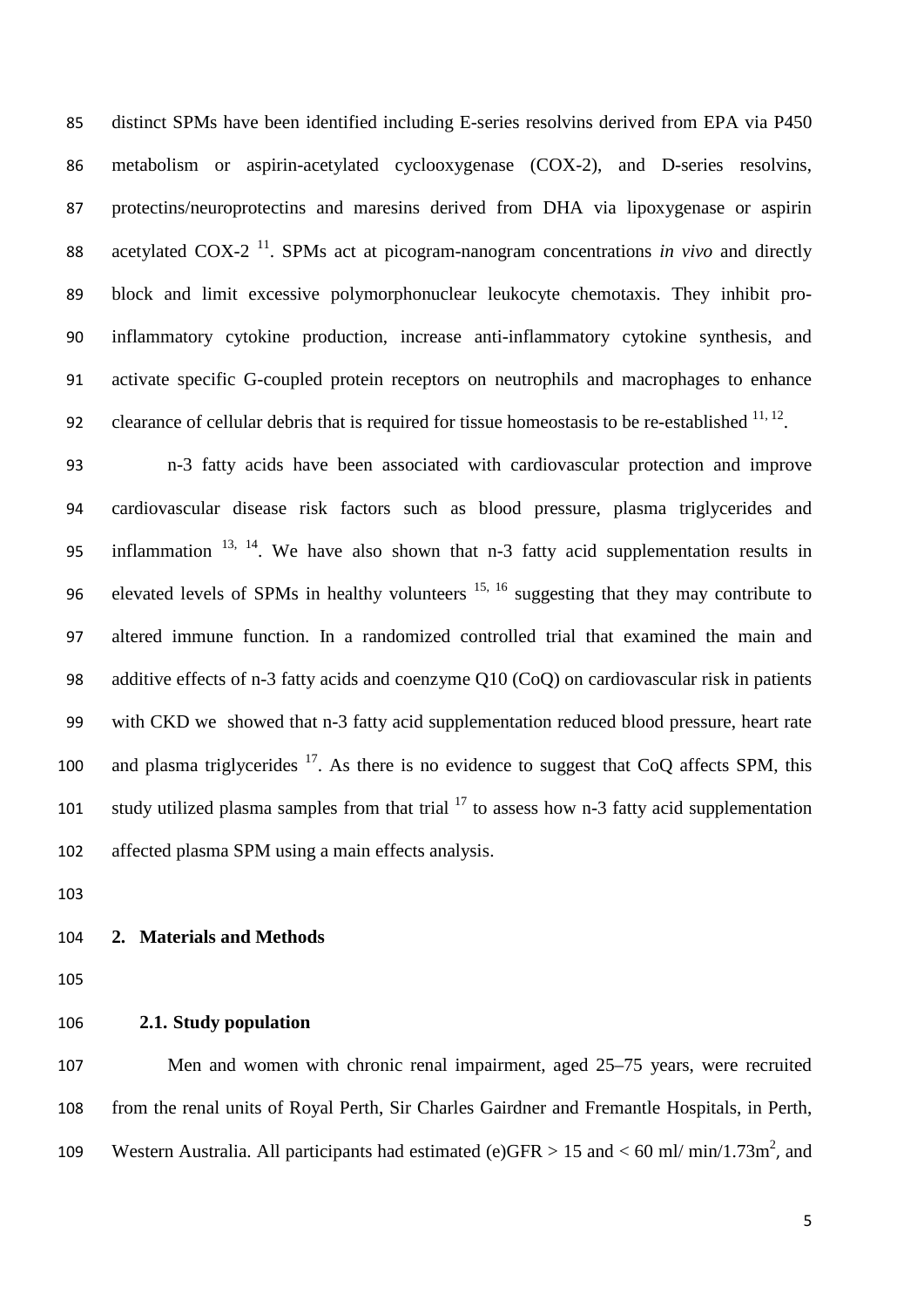distinct SPMs have been identified including E-series resolvins derived from EPA via P450 metabolism or aspirin-acetylated cyclooxygenase (COX-2), and D-series resolvins, protectins/neuroprotectins and maresins derived from DHA via lipoxygenase or aspirin acetylated COX-2 [11]. SPMs act at picogram-nanogram concentrations *in vivo* and directly block and limit excessive polymorphonuclear leukocyte chemotaxis. They inhibit pro-inflammatory cytokine production, increase anti-inflammatory cytokine synthesis, and activate specific G-coupled protein receptors on neutrophils and macrophages to enhance clearance of cellular debris that is required for tissue homeostasis to be re-established [11, 12].

n-3 fatty acids have been associated with cardiovascular protection and improve cardiovascular disease risk factors such as blood pressure, plasma triglycerides and inflammation [13, 14]. We have also shown that n-3 fatty acid supplementation results in elevated levels of SPMs in healthy volunteers [15, 16] suggesting that they may contribute to altered immune function. In a randomized controlled trial that examined the main and additive effects of n-3 fatty acids and coenzyme Q10 (CoQ) on cardiovascular risk in patients with CKD we showed that n-3 fatty acid supplementation reduced blood pressure, heart rate and plasma triglycerides [17]. As there is no evidence to suggest that CoQ affects SPM, this study utilized plasma samples from that trial [17] to assess how n-3 fatty acid supplementation affected plasma SPM using a main effects analysis.

## 2. Materials and Methods

### 2.1. Study population

Men and women with chronic renal impairment, aged 25–75 years, were recruited from the renal units of Royal Perth, Sir Charles Gairdner and Fremantle Hospitals, in Perth, Western Australia. All participants had estimated (e)GFR > 15 and < 60 ml/ min/1.73m$^2$, and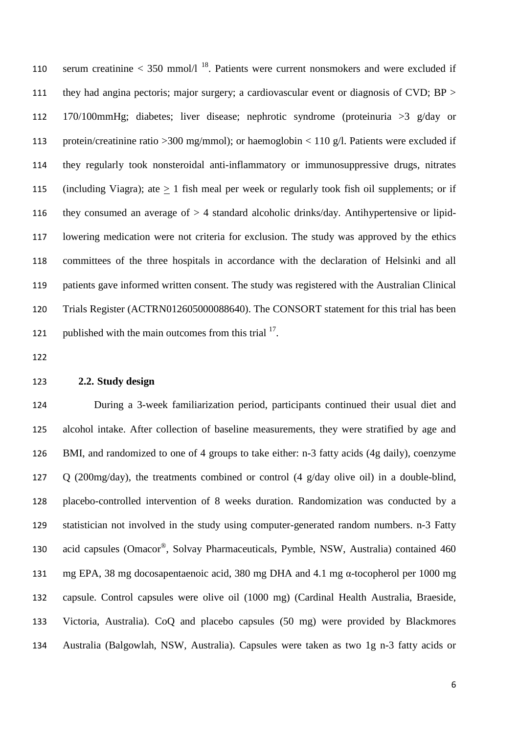serum creatinine < 350 mmol/l [18]. Patients were current nonsmokers and were excluded if they had angina pectoris; major surgery; a cardiovascular event or diagnosis of CVD; BP > 170/100mmHg; diabetes; liver disease; nephrotic syndrome (proteinuria >3 g/day or protein/creatinine ratio >300 mg/mmol); or haemoglobin < 110 g/l. Patients were excluded if they regularly took nonsteroidal anti-inflammatory or immunosuppressive drugs, nitrates (including Viagra); ate $\geq$ 1 fish meal per week or regularly took fish oil supplements; or if they consumed an average of > 4 standard alcoholic drinks/day. Antihypertensive or lipid-lowering medication were not criteria for exclusion. The study was approved by the ethics committees of the three hospitals in accordance with the declaration of Helsinki and all patients gave informed written consent. The study was registered with the Australian Clinical Trials Register (ACTRN012605000088640). The CONSORT statement for this trial has been published with the main outcomes from this trial [17].

### 2.2. Study design

During a 3-week familiarization period, participants continued their usual diet and alcohol intake. After collection of baseline measurements, they were stratified by age and BMI, and randomized to one of 4 groups to take either: n-3 fatty acids (4g daily), coenzyme Q (200mg/day), the treatments combined or control (4 g/day olive oil) in a double-blind, placebo-controlled intervention of 8 weeks duration. Randomization was conducted by a statistician not involved in the study using computer-generated random numbers. n-3 Fatty acid capsules (Omacor®, Solvay Pharmaceuticals, Pymble, NSW, Australia) contained 460 mg EPA, 38 mg docosapentaenoic acid, 380 mg DHA and 4.1 mg α-tocopherol per 1000 mg capsule. Control capsules were olive oil (1000 mg) (Cardinal Health Australia, Braeside, Victoria, Australia). CoQ and placebo capsules (50 mg) were provided by Blackmores Australia (Balgowlah, NSW, Australia). Capsules were taken as two 1g n-3 fatty acids or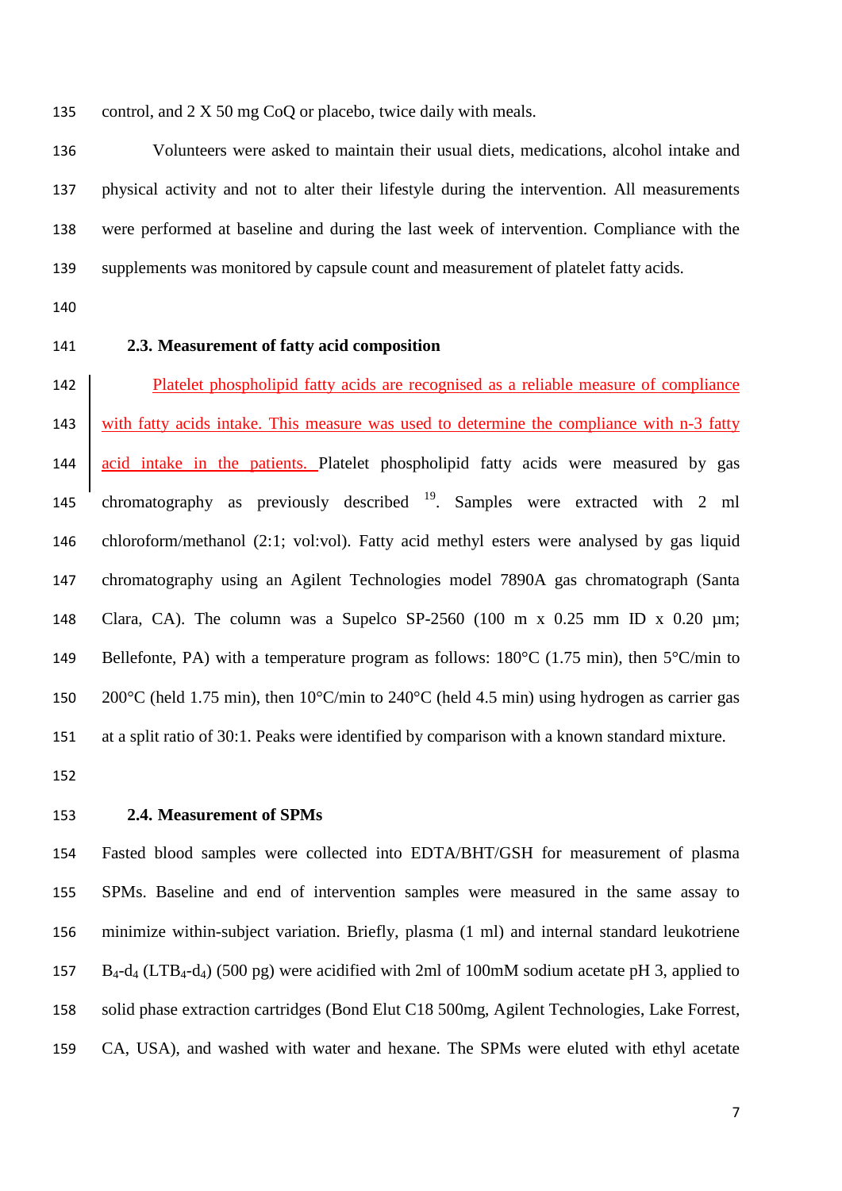control, and 2 X 50 mg CoQ or placebo, twice daily with meals.

Volunteers were asked to maintain their usual diets, medications, alcohol intake and physical activity and not to alter their lifestyle during the intervention. All measurements were performed at baseline and during the last week of intervention. Compliance with the supplements was monitored by capsule count and measurement of platelet fatty acids.

### 2.3. Measurement of fatty acid composition

Platelet phospholipid fatty acids are recognised as a reliable measure of compliance with fatty acids intake. This measure was used to determine the compliance with n-3 fatty acid intake in the patients. Platelet phospholipid fatty acids were measured by gas chromatography as previously described [19]. Samples were extracted with 2 ml chloroform/methanol (2:1; vol:vol). Fatty acid methyl esters were analysed by gas liquid chromatography using an Agilent Technologies model 7890A gas chromatograph (Santa Clara, CA). The column was a Supelco SP-2560 (100 m x 0.25 mm ID x 0.20 µm; Bellefonte, PA) with a temperature program as follows: 180°C (1.75 min), then 5°C/min to 200°C (held 1.75 min), then 10°C/min to 240°C (held 4.5 min) using hydrogen as carrier gas at a split ratio of 30:1. Peaks were identified by comparison with a known standard mixture.

### 2.4. Measurement of SPMs

Fasted blood samples were collected into EDTA/BHT/GSH for measurement of plasma SPMs. Baseline and end of intervention samples were measured in the same assay to minimize within-subject variation. Briefly, plasma (1 ml) and internal standard leukotriene $B_4$-$d_4$ ($LTB_4$-$d_4$) (500 pg) were acidified with 2ml of 100mM sodium acetate pH 3, applied to solid phase extraction cartridges (Bond Elut C18 500mg, Agilent Technologies, Lake Forrest, CA, USA), and washed with water and hexane. The SPMs were eluted with ethyl acetate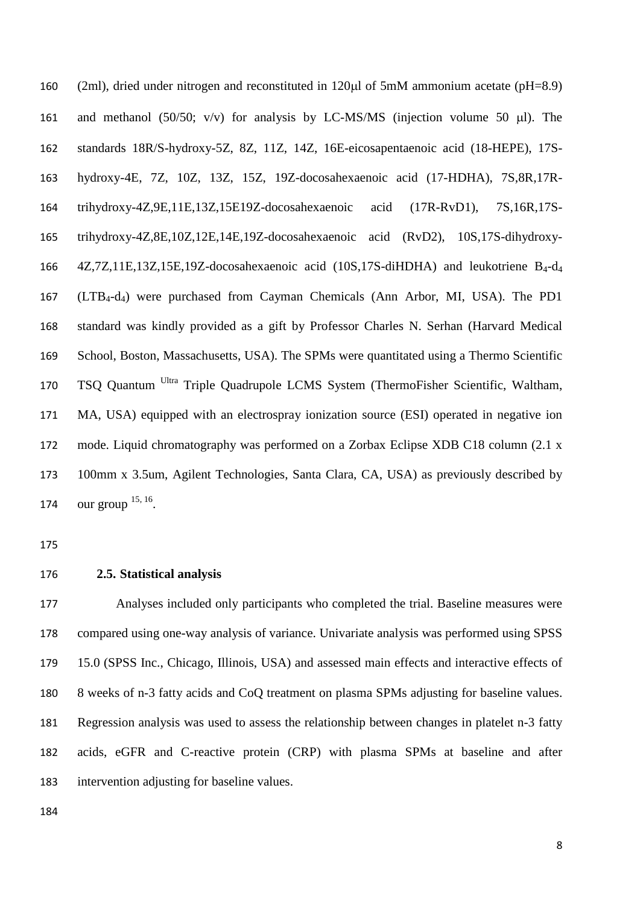(2ml), dried under nitrogen and reconstituted in 120μl of 5mM ammonium acetate (pH=8.9) and methanol (50/50; v/v) for analysis by LC-MS/MS (injection volume 50 μl). The standards 18R/S-hydroxy-5Z, 8Z, 11Z, 14Z, 16E-eicosapentaenoic acid (18-HEPE), 17S-hydroxy-4E, 7Z, 10Z, 13Z, 15Z, 19Z-docosahexaenoic acid (17-HDHA), 7S,8R,17R-trihydroxy-4Z,9E,11E,13Z,15E19Z-docosahexaenoic acid (17R-RvD1), 7S,16R,17S-trihydroxy-4Z,8E,10Z,12E,14E,19Z-docosahexaenoic acid (RvD2), 10S,17S-dihydroxy-4Z,7Z,11E,13Z,15E,19Z-docosahexaenoic acid (10S,17S-diHDHA) and leukotriene $B_4$-$d_4$ ($LTB_4$-$d_4$) were purchased from Cayman Chemicals (Ann Arbor, MI, USA). The PD1 standard was kindly provided as a gift by Professor Charles N. Serhan (Harvard Medical School, Boston, Massachusetts, USA). The SPMs were quantitated using a Thermo Scientific TSQ Quantum $^{Ultra}$ Triple Quadrupole LCMS System (ThermoFisher Scientific, Waltham, MA, USA) equipped with an electrospray ionization source (ESI) operated in negative ion mode. Liquid chromatography was performed on a Zorbax Eclipse XDB C18 column (2.1 x 100mm x 3.5um, Agilent Technologies, Santa Clara, CA, USA) as previously described by our group [15, 16].

## 2.5. Statistical analysis

Analyses included only participants who completed the trial. Baseline measures were compared using one-way analysis of variance. Univariate analysis was performed using SPSS 15.0 (SPSS Inc., Chicago, Illinois, USA) and assessed main effects and interactive effects of 8 weeks of n-3 fatty acids and CoQ treatment on plasma SPMs adjusting for baseline values. Regression analysis was used to assess the relationship between changes in platelet n-3 fatty acids, eGFR and C-reactive protein (CRP) with plasma SPMs at baseline and after intervention adjusting for baseline values.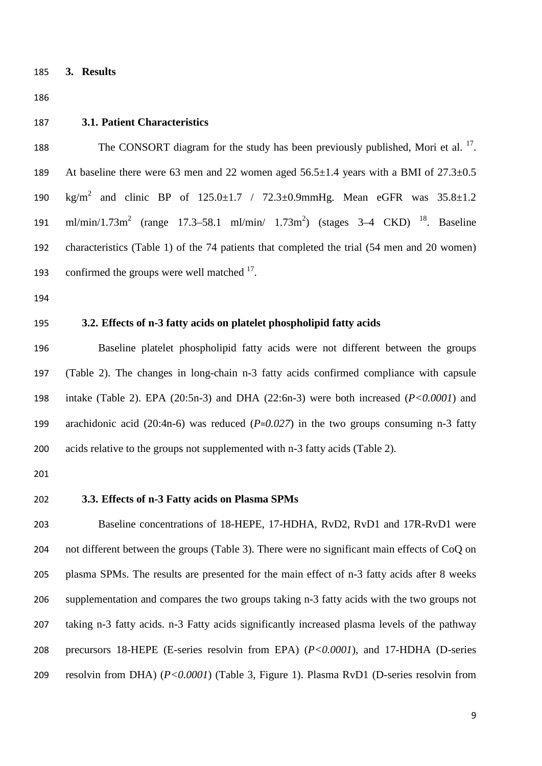## 3. Results

### 3.1. Patient Characteristics

The CONSORT diagram for the study has been previously published, Mori et al. [17]. At baseline there were 63 men and 22 women aged 56.5±1.4 years with a BMI of 27.3±0.5 $kg/m^2$ and clinic BP of 125.0±1.7 / 72.3±0.9mmHg. Mean eGFR was 35.8±1.2 $ml/min/1.73m^2$ (range 17.3–58.1 ml/min/ $1.73m^2$) (stages 3–4 CKD) [18]. Baseline characteristics (Table 1) of the 74 patients that completed the trial (54 men and 20 women) confirmed the groups were well matched [17].

### 3.2. Effects of n-3 fatty acids on platelet phospholipid fatty acids

Baseline platelet phospholipid fatty acids were not different between the groups (Table 2). The changes in long-chain n-3 fatty acids confirmed compliance with capsule intake (Table 2). EPA (20:5n-3) and DHA (22:6n-3) were both increased ($P<0.0001$) and arachidonic acid (20:4n-6) was reduced ($P=0.027$) in the two groups consuming n-3 fatty acids relative to the groups not supplemented with n-3 fatty acids (Table 2).

### 3.3. Effects of n-3 Fatty acids on Plasma SPMs

Baseline concentrations of 18-HEPE, 17-HDHA, RvD2, RvD1 and 17R-RvD1 were not different between the groups (Table 3). There were no significant main effects of CoQ on plasma SPMs. The results are presented for the main effect of n-3 fatty acids after 8 weeks supplementation and compares the two groups taking n-3 fatty acids with the two groups not taking n-3 fatty acids. n-3 Fatty acids significantly increased plasma levels of the pathway precursors 18-HEPE (E-series resolvin from EPA) ($P<0.0001$), and 17-HDHA (D-series resolvin from DHA) ($P<0.0001$) (Table 3, Figure 1). Plasma RvD1 (D-series resolvin from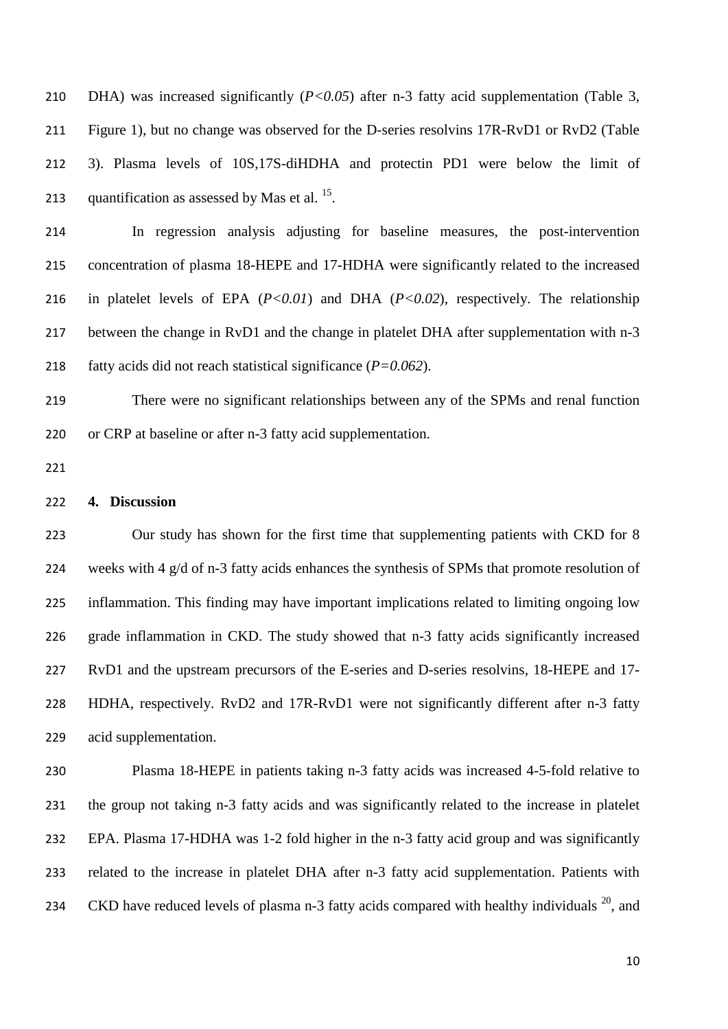DHA) was increased significantly (*$P<0.05$*) after n-3 fatty acid supplementation (Table 3, Figure 1), but no change was observed for the D-series resolvins 17R-RvD1 or RvD2 (Table 3). Plasma levels of 10S,17S-diHDHA and protectin PD1 were below the limit of quantification as assessed by Mas et al. [15].

In regression analysis adjusting for baseline measures, the post-intervention concentration of plasma 18-HEPE and 17-HDHA were significantly related to the increased in platelet levels of EPA (*$P<0.01$*) and DHA (*$P<0.02$*), respectively. The relationship between the change in RvD1 and the change in platelet DHA after supplementation with n-3 fatty acids did not reach statistical significance (*$P=0.062$*).

There were no significant relationships between any of the SPMs and renal function or CRP at baseline or after n-3 fatty acid supplementation.

## 4. Discussion

Our study has shown for the first time that supplementing patients with CKD for 8 weeks with 4 g/d of n-3 fatty acids enhances the synthesis of SPMs that promote resolution of inflammation. This finding may have important implications related to limiting ongoing low grade inflammation in CKD. The study showed that n-3 fatty acids significantly increased RvD1 and the upstream precursors of the E-series and D-series resolvins, 18-HEPE and 17-HDHA, respectively. RvD2 and 17R-RvD1 were not significantly different after n-3 fatty acid supplementation.

Plasma 18-HEPE in patients taking n-3 fatty acids was increased 4-5-fold relative to the group not taking n-3 fatty acids and was significantly related to the increase in platelet EPA. Plasma 17-HDHA was 1-2 fold higher in the n-3 fatty acid group and was significantly related to the increase in platelet DHA after n-3 fatty acid supplementation. Patients with CKD have reduced levels of plasma n-3 fatty acids compared with healthy individuals [20], and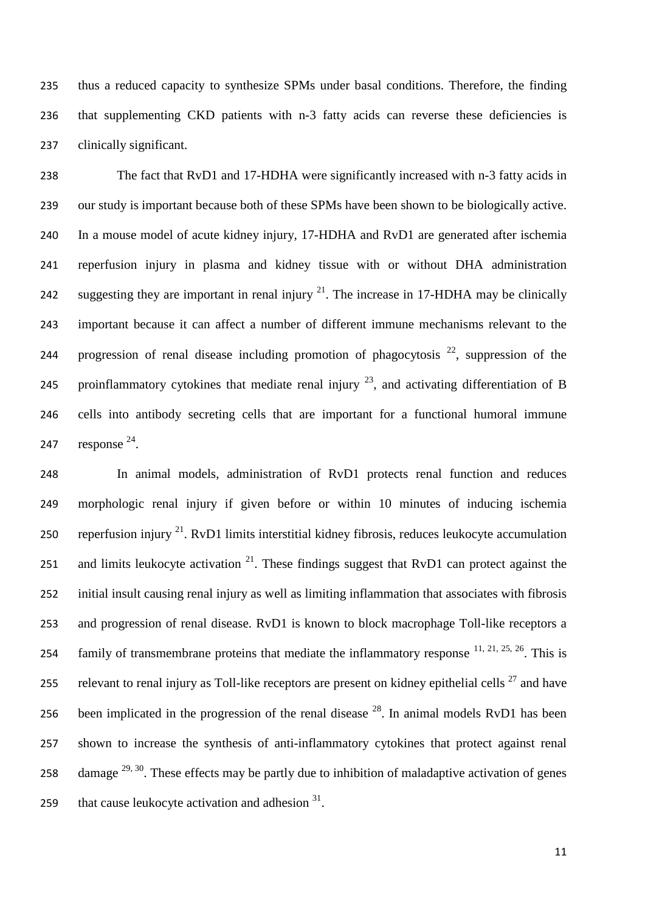thus a reduced capacity to synthesize SPMs under basal conditions. Therefore, the finding that supplementing CKD patients with n-3 fatty acids can reverse these deficiencies is clinically significant.

The fact that RvD1 and 17-HDHA were significantly increased with n-3 fatty acids in our study is important because both of these SPMs have been shown to be biologically active. In a mouse model of acute kidney injury, 17-HDHA and RvD1 are generated after ischemia reperfusion injury in plasma and kidney tissue with or without DHA administration suggesting they are important in renal injury [21]. The increase in 17-HDHA may be clinically important because it can affect a number of different immune mechanisms relevant to the progression of renal disease including promotion of phagocytosis [22], suppression of the proinflammatory cytokines that mediate renal injury [23], and activating differentiation of B cells into antibody secreting cells that are important for a functional humoral immune response [24].

In animal models, administration of RvD1 protects renal function and reduces morphologic renal injury if given before or within 10 minutes of inducing ischemia reperfusion injury [21]. RvD1 limits interstitial kidney fibrosis, reduces leukocyte accumulation and limits leukocyte activation [21]. These findings suggest that RvD1 can protect against the initial insult causing renal injury as well as limiting inflammation that associates with fibrosis and progression of renal disease. RvD1 is known to block macrophage Toll-like receptors a family of transmembrane proteins that mediate the inflammatory response [11, 21, 25, 26]. This is relevant to renal injury as Toll-like receptors are present on kidney epithelial cells [27] and have been implicated in the progression of the renal disease [28]. In animal models RvD1 has been shown to increase the synthesis of anti-inflammatory cytokines that protect against renal damage [29, 30]. These effects may be partly due to inhibition of maladaptive activation of genes that cause leukocyte activation and adhesion [31].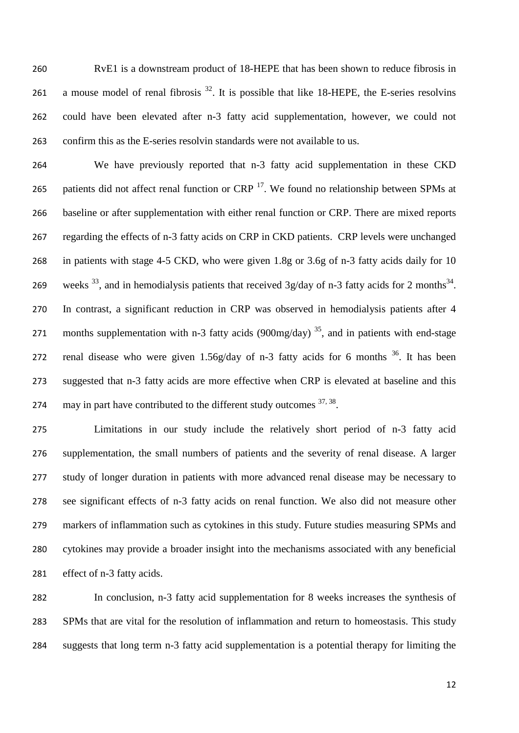RvE1 is a downstream product of 18-HEPE that has been shown to reduce fibrosis in a mouse model of renal fibrosis [32]. It is possible that like 18-HEPE, the E-series resolvins could have been elevated after n-3 fatty acid supplementation, however, we could not confirm this as the E-series resolvin standards were not available to us.

We have previously reported that n-3 fatty acid supplementation in these CKD patients did not affect renal function or CRP [17]. We found no relationship between SPMs at baseline or after supplementation with either renal function or CRP. There are mixed reports regarding the effects of n-3 fatty acids on CRP in CKD patients. CRP levels were unchanged in patients with stage 4-5 CKD, who were given 1.8g or 3.6g of n-3 fatty acids daily for 10 weeks [33], and in hemodialysis patients that received 3g/day of n-3 fatty acids for 2 months[34]. In contrast, a significant reduction in CRP was observed in hemodialysis patients after 4 months supplementation with n-3 fatty acids (900mg/day) [35], and in patients with end-stage renal disease who were given 1.56g/day of n-3 fatty acids for 6 months [36]. It has been suggested that n-3 fatty acids are more effective when CRP is elevated at baseline and this may in part have contributed to the different study outcomes [37, 38].

Limitations in our study include the relatively short period of n-3 fatty acid supplementation, the small numbers of patients and the severity of renal disease. A larger study of longer duration in patients with more advanced renal disease may be necessary to see significant effects of n-3 fatty acids on renal function. We also did not measure other markers of inflammation such as cytokines in this study. Future studies measuring SPMs and cytokines may provide a broader insight into the mechanisms associated with any beneficial effect of n-3 fatty acids.

In conclusion, n-3 fatty acid supplementation for 8 weeks increases the synthesis of SPMs that are vital for the resolution of inflammation and return to homeostasis. This study suggests that long term n-3 fatty acid supplementation is a potential therapy for limiting the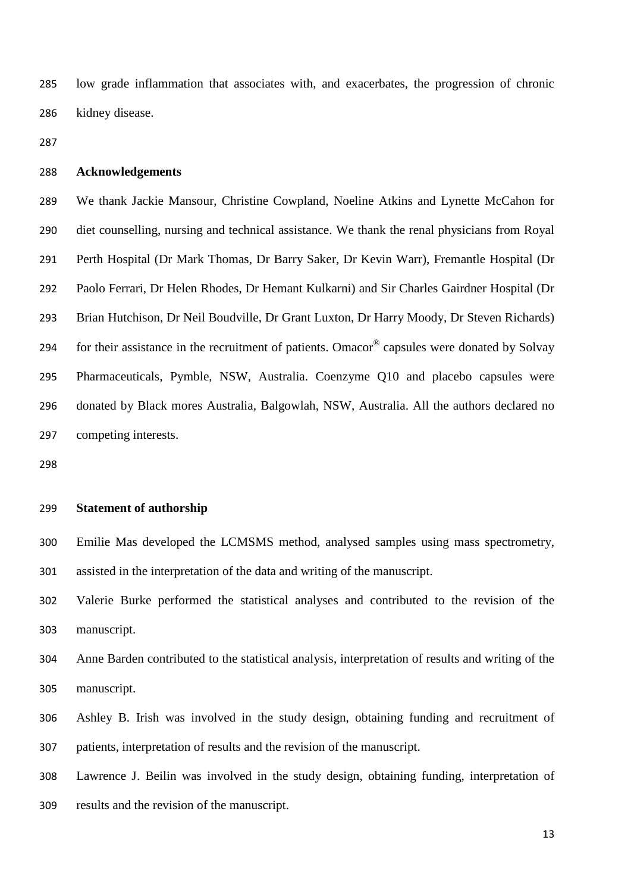low grade inflammation that associates with, and exacerbates, the progression of chronic kidney disease.

## Acknowledgements

We thank Jackie Mansour, Christine Cowpland, Noeline Atkins and Lynette McCahon for diet counselling, nursing and technical assistance. We thank the renal physicians from Royal Perth Hospital (Dr Mark Thomas, Dr Barry Saker, Dr Kevin Warr), Fremantle Hospital (Dr Paolo Ferrari, Dr Helen Rhodes, Dr Hemant Kulkarni) and Sir Charles Gairdner Hospital (Dr Brian Hutchison, Dr Neil Boudville, Dr Grant Luxton, Dr Harry Moody, Dr Steven Richards) for their assistance in the recruitment of patients. Omacor® capsules were donated by Solvay Pharmaceuticals, Pymble, NSW, Australia. Coenzyme Q10 and placebo capsules were donated by Black mores Australia, Balgowlah, NSW, Australia. All the authors declared no competing interests.

## Statement of authorship

Emilie Mas developed the LCMSMS method, analysed samples using mass spectrometry, assisted in the interpretation of the data and writing of the manuscript.

Valerie Burke performed the statistical analyses and contributed to the revision of the manuscript.

Anne Barden contributed to the statistical analysis, interpretation of results and writing of the manuscript.

Ashley B. Irish was involved in the study design, obtaining funding and recruitment of patients, interpretation of results and the revision of the manuscript.

Lawrence J. Beilin was involved in the study design, obtaining funding, interpretation of results and the revision of the manuscript.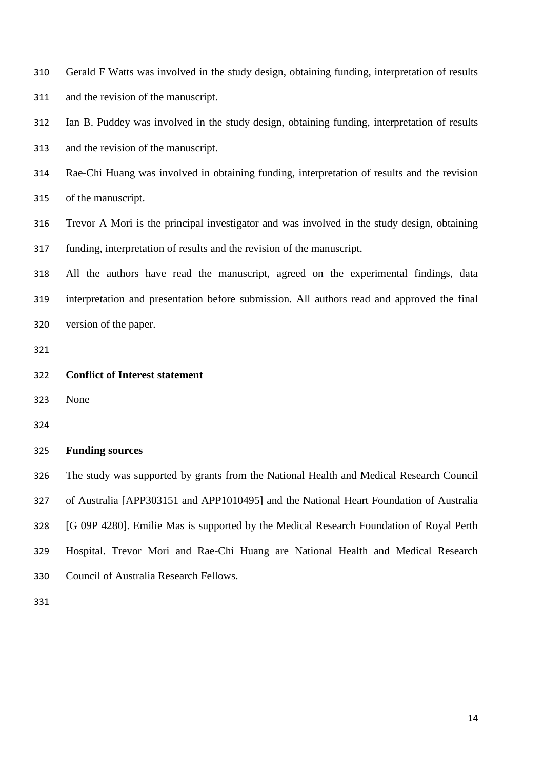Gerald F Watts was involved in the study design, obtaining funding, interpretation of results and the revision of the manuscript.

Ian B. Puddey was involved in the study design, obtaining funding, interpretation of results and the revision of the manuscript.

Rae-Chi Huang was involved in obtaining funding, interpretation of results and the revision of the manuscript.

Trevor A Mori is the principal investigator and was involved in the study design, obtaining funding, interpretation of results and the revision of the manuscript.

All the authors have read the manuscript, agreed on the experimental findings, data interpretation and presentation before submission. All authors read and approved the final version of the paper.

**Conflict of Interest statement**

None

**Funding sources**

The study was supported by grants from the National Health and Medical Research Council of Australia [APP303151 and APP1010495] and the National Heart Foundation of Australia [G 09P 4280]. Emilie Mas is supported by the Medical Research Foundation of Royal Perth Hospital. Trevor Mori and Rae-Chi Huang are National Health and Medical Research Council of Australia Research Fellows.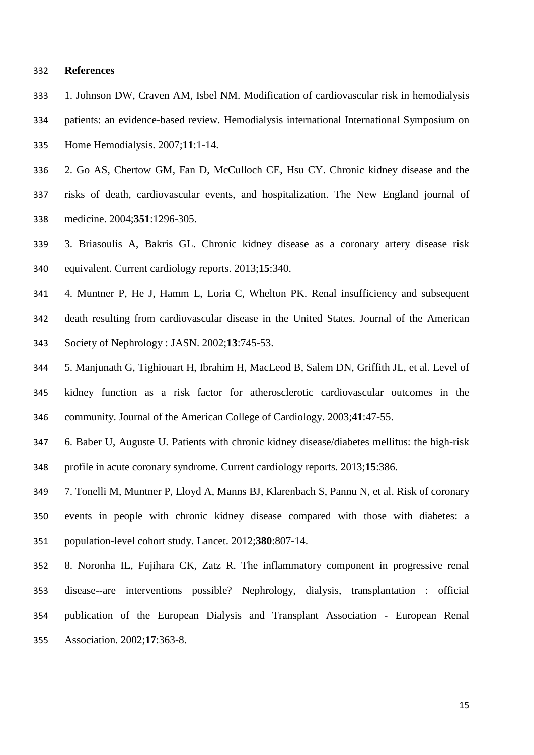## References

1. Johnson DW, Craven AM, Isbel NM. Modification of cardiovascular risk in hemodialysis patients: an evidence-based review. Hemodialysis international International Symposium on Home Hemodialysis. 2007;**11**:1-14.

2. Go AS, Chertow GM, Fan D, McCulloch CE, Hsu CY. Chronic kidney disease and the risks of death, cardiovascular events, and hospitalization. The New England journal of medicine. 2004;**351**:1296-305.

3. Briasoulis A, Bakris GL. Chronic kidney disease as a coronary artery disease risk equivalent. Current cardiology reports. 2013;**15**:340.

4. Muntner P, He J, Hamm L, Loria C, Whelton PK. Renal insufficiency and subsequent death resulting from cardiovascular disease in the United States. Journal of the American Society of Nephrology : JASN. 2002;**13**:745-53.

5. Manjunath G, Tighiouart H, Ibrahim H, MacLeod B, Salem DN, Griffith JL, et al. Level of kidney function as a risk factor for atherosclerotic cardiovascular outcomes in the community. Journal of the American College of Cardiology. 2003;**41**:47-55.

6. Baber U, Auguste U. Patients with chronic kidney disease/diabetes mellitus: the high-risk profile in acute coronary syndrome. Current cardiology reports. 2013;**15**:386.

7. Tonelli M, Muntner P, Lloyd A, Manns BJ, Klarenbach S, Pannu N, et al. Risk of coronary events in people with chronic kidney disease compared with those with diabetes: a population-level cohort study. Lancet. 2012;**380**:807-14.

8. Noronha IL, Fujihara CK, Zatz R. The inflammatory component in progressive renal disease--are interventions possible? Nephrology, dialysis, transplantation : official publication of the European Dialysis and Transplant Association - European Renal Association. 2002;**17**:363-8.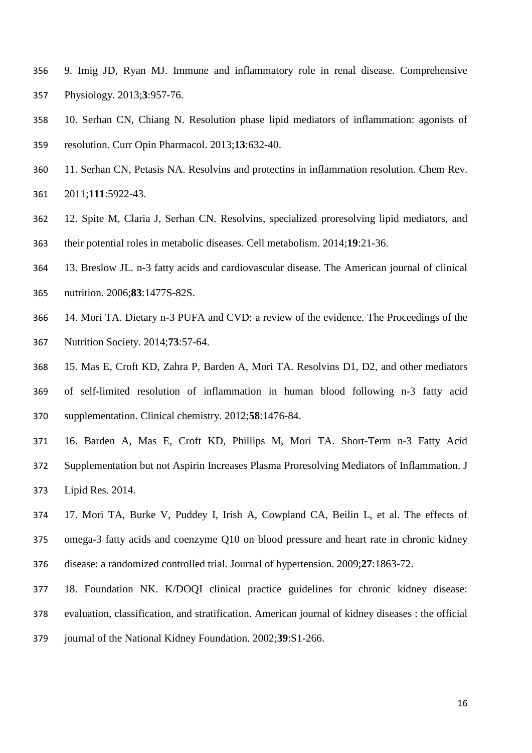9. Imig JD, Ryan MJ. Immune and inflammatory role in renal disease. Comprehensive Physiology. 2013;**3**:957-76.

10. Serhan CN, Chiang N. Resolution phase lipid mediators of inflammation: agonists of resolution. Curr Opin Pharmacol. 2013;**13**:632-40.

11. Serhan CN, Petasis NA. Resolvins and protectins in inflammation resolution. Chem Rev. 2011;**111**:5922-43.

12. Spite M, Claria J, Serhan CN. Resolvins, specialized proresolving lipid mediators, and their potential roles in metabolic diseases. Cell metabolism. 2014;**19**:21-36.

13. Breslow JL. n-3 fatty acids and cardiovascular disease. The American journal of clinical nutrition. 2006;**83**:1477S-82S.

14. Mori TA. Dietary n-3 PUFA and CVD: a review of the evidence. The Proceedings of the Nutrition Society. 2014;**73**:57-64.

15. Mas E, Croft KD, Zahra P, Barden A, Mori TA. Resolvins D1, D2, and other mediators of self-limited resolution of inflammation in human blood following n-3 fatty acid supplementation. Clinical chemistry. 2012;**58**:1476-84.

16. Barden A, Mas E, Croft KD, Phillips M, Mori TA. Short-Term n-3 Fatty Acid Supplementation but not Aspirin Increases Plasma Proresolving Mediators of Inflammation. J Lipid Res. 2014.

17. Mori TA, Burke V, Puddey I, Irish A, Cowpland CA, Beilin L, et al. The effects of omega-3 fatty acids and coenzyme Q10 on blood pressure and heart rate in chronic kidney disease: a randomized controlled trial. Journal of hypertension. 2009;**27**:1863-72.

18. Foundation NK. K/DOQI clinical practice guidelines for chronic kidney disease: evaluation, classification, and stratification. American journal of kidney diseases : the official journal of the National Kidney Foundation. 2002;**39**:S1-266.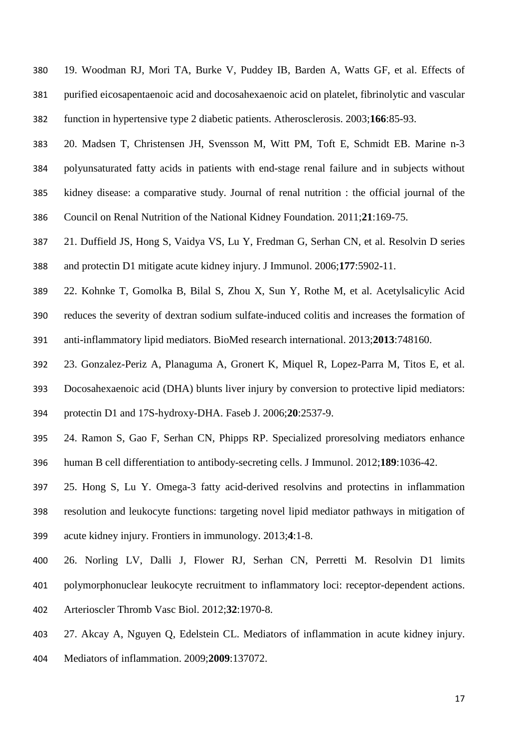19. Woodman RJ, Mori TA, Burke V, Puddey IB, Barden A, Watts GF, et al. Effects of purified eicosapentaenoic acid and docosahexaenoic acid on platelet, fibrinolytic and vascular function in hypertensive type 2 diabetic patients. Atherosclerosis. 2003;**166**:85-93.

20. Madsen T, Christensen JH, Svensson M, Witt PM, Toft E, Schmidt EB. Marine n-3 polyunsaturated fatty acids in patients with end-stage renal failure and in subjects without kidney disease: a comparative study. Journal of renal nutrition : the official journal of the Council on Renal Nutrition of the National Kidney Foundation. 2011;**21**:169-75.

21. Duffield JS, Hong S, Vaidya VS, Lu Y, Fredman G, Serhan CN, et al. Resolvin D series and protectin D1 mitigate acute kidney injury. J Immunol. 2006;**177**:5902-11.

22. Kohnke T, Gomolka B, Bilal S, Zhou X, Sun Y, Rothe M, et al. Acetylsalicylic Acid reduces the severity of dextran sodium sulfate-induced colitis and increases the formation of anti-inflammatory lipid mediators. BioMed research international. 2013;**2013**:748160.

23. Gonzalez-Periz A, Planaguma A, Gronert K, Miquel R, Lopez-Parra M, Titos E, et al. Docosahexaenoic acid (DHA) blunts liver injury by conversion to protective lipid mediators: protectin D1 and 17S-hydroxy-DHA. Faseb J. 2006;**20**:2537-9.

24. Ramon S, Gao F, Serhan CN, Phipps RP. Specialized proresolving mediators enhance human B cell differentiation to antibody-secreting cells. J Immunol. 2012;**189**:1036-42.

25. Hong S, Lu Y. Omega-3 fatty acid-derived resolvins and protectins in inflammation resolution and leukocyte functions: targeting novel lipid mediator pathways in mitigation of acute kidney injury. Frontiers in immunology. 2013;**4**:1-8.

26. Norling LV, Dalli J, Flower RJ, Serhan CN, Perretti M. Resolvin D1 limits polymorphonuclear leukocyte recruitment to inflammatory loci: receptor-dependent actions. Arterioscler Thromb Vasc Biol. 2012;**32**:1970-8.

27. Akcay A, Nguyen Q, Edelstein CL. Mediators of inflammation in acute kidney injury. Mediators of inflammation. 2009;**2009**:137072.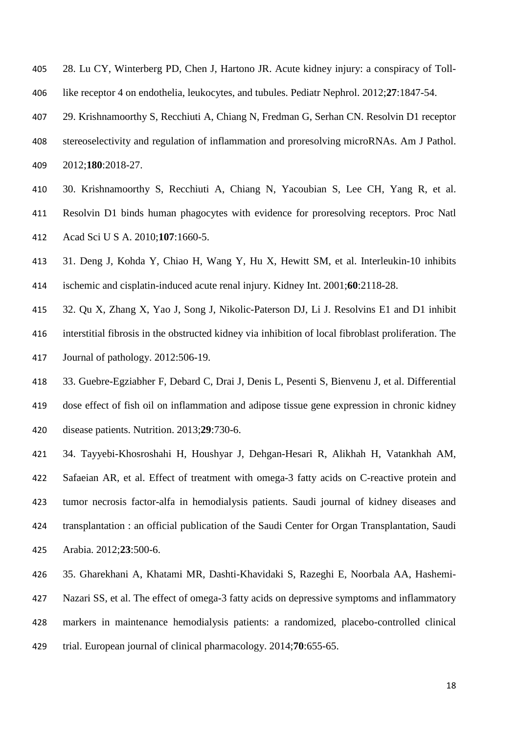28. Lu CY, Winterberg PD, Chen J, Hartono JR. Acute kidney injury: a conspiracy of Toll-like receptor 4 on endothelia, leukocytes, and tubules. Pediatr Nephrol. 2012;**27**:1847-54.

29. Krishnamoorthy S, Recchiuti A, Chiang N, Fredman G, Serhan CN. Resolvin D1 receptor stereoselectivity and regulation of inflammation and proresolving microRNAs. Am J Pathol. 2012;**180**:2018-27.

30. Krishnamoorthy S, Recchiuti A, Chiang N, Yacoubian S, Lee CH, Yang R, et al. Resolvin D1 binds human phagocytes with evidence for proresolving receptors. Proc Natl Acad Sci U S A. 2010;**107**:1660-5.

31. Deng J, Kohda Y, Chiao H, Wang Y, Hu X, Hewitt SM, et al. Interleukin-10 inhibits ischemic and cisplatin-induced acute renal injury. Kidney Int. 2001;**60**:2118-28.

32. Qu X, Zhang X, Yao J, Song J, Nikolic-Paterson DJ, Li J. Resolvins E1 and D1 inhibit interstitial fibrosis in the obstructed kidney via inhibition of local fibroblast proliferation. The Journal of pathology. 2012:506-19.

33. Guebre-Egziabher F, Debard C, Drai J, Denis L, Pesenti S, Bienvenu J, et al. Differential dose effect of fish oil on inflammation and adipose tissue gene expression in chronic kidney disease patients. Nutrition. 2013;**29**:730-6.

34. Tayyebi-Khosroshahi H, Houshyar J, Dehgan-Hesari R, Alikhah H, Vatankhah AM, Safaeian AR, et al. Effect of treatment with omega-3 fatty acids on C-reactive protein and tumor necrosis factor-alfa in hemodialysis patients. Saudi journal of kidney diseases and transplantation : an official publication of the Saudi Center for Organ Transplantation, Saudi Arabia. 2012;**23**:500-6.

35. Gharekhani A, Khatami MR, Dashti-Khavidaki S, Razeghi E, Noorbala AA, Hashemi-Nazari SS, et al. The effect of omega-3 fatty acids on depressive symptoms and inflammatory markers in maintenance hemodialysis patients: a randomized, placebo-controlled clinical trial. European journal of clinical pharmacology. 2014;**70**:655-65.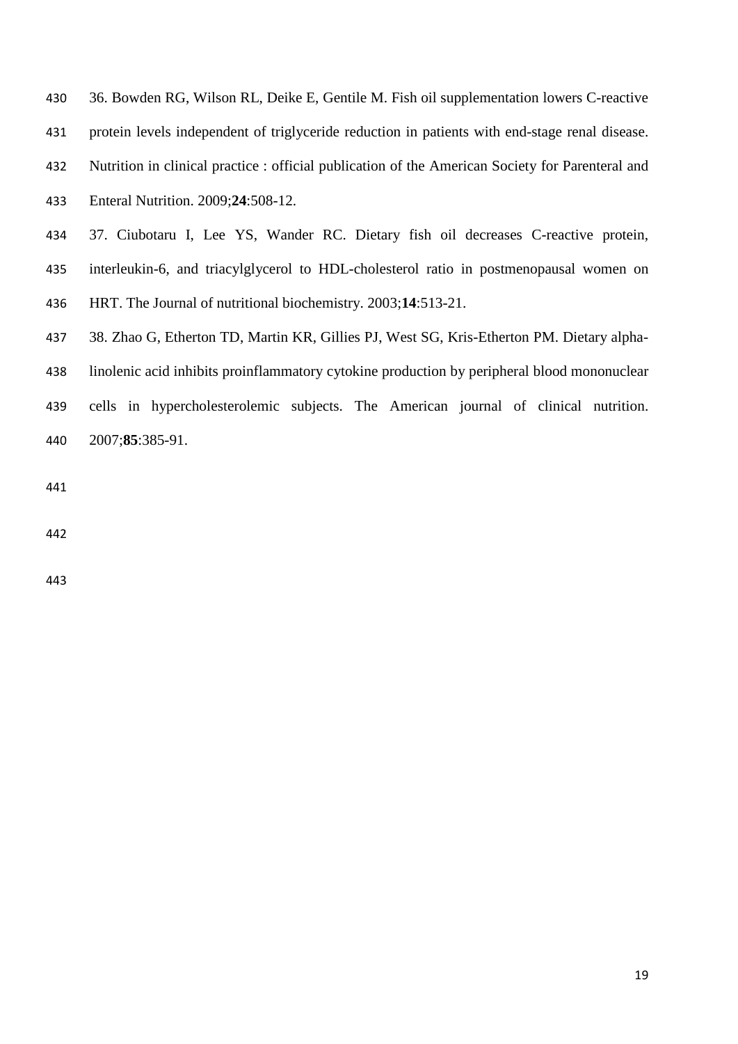36. Bowden RG, Wilson RL, Deike E, Gentile M. Fish oil supplementation lowers C-reactive protein levels independent of triglyceride reduction in patients with end-stage renal disease. Nutrition in clinical practice : official publication of the American Society for Parenteral and Enteral Nutrition. 2009;**24**:508-12.

37. Ciubotaru I, Lee YS, Wander RC. Dietary fish oil decreases C-reactive protein, interleukin-6, and triacylglycerol to HDL-cholesterol ratio in postmenopausal women on HRT. The Journal of nutritional biochemistry. 2003;**14**:513-21.

38. Zhao G, Etherton TD, Martin KR, Gillies PJ, West SG, Kris-Etherton PM. Dietary alpha-linolenic acid inhibits proinflammatory cytokine production by peripheral blood mononuclear cells in hypercholesterolemic subjects. The American journal of clinical nutrition. 2007;**85**:385-91.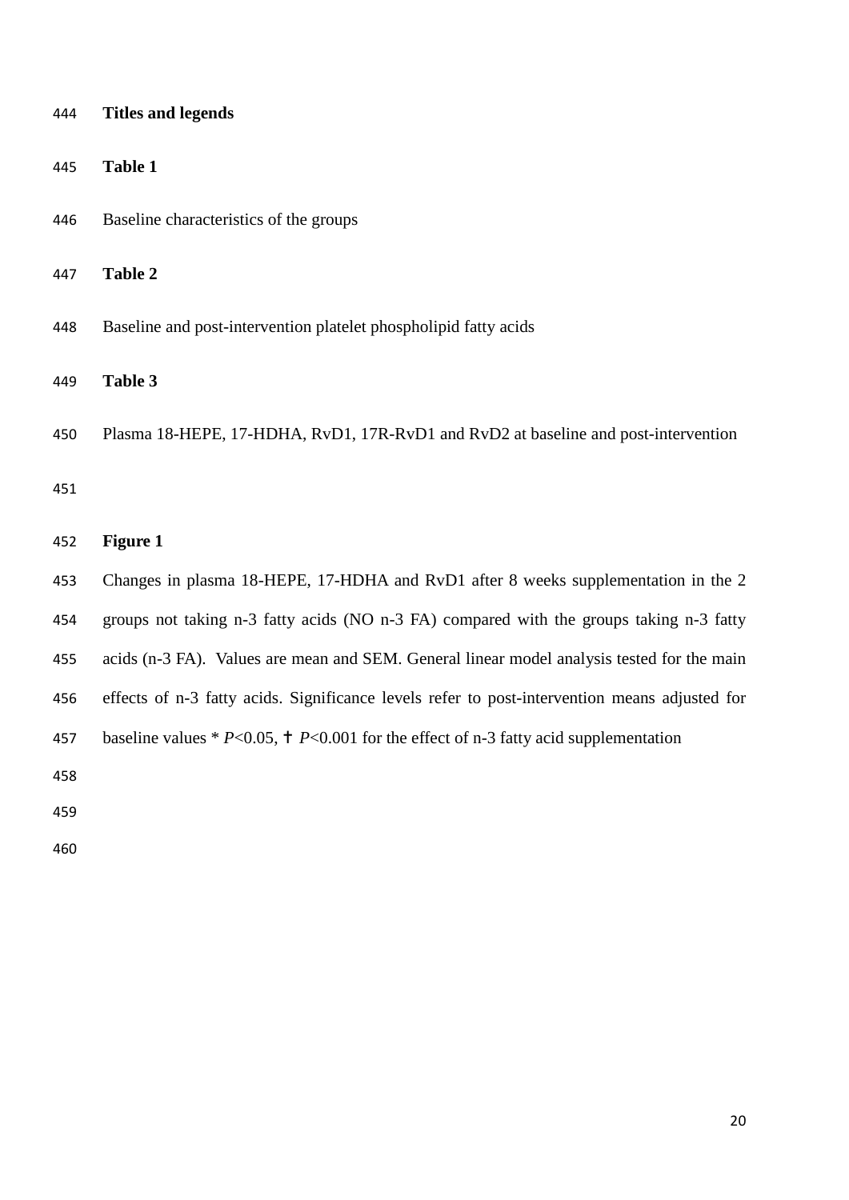**Titles and legends**

**Table 1**

Baseline characteristics of the groups

**Table 2**

Baseline and post-intervention platelet phospholipid fatty acids

**Table 3**

Plasma 18-HEPE, 17-HDHA, RvD1, 17R-RvD1 and RvD2 at baseline and post-intervention

**Figure 1**

Changes in plasma 18-HEPE, 17-HDHA and RvD1 after 8 weeks supplementation in the 2 groups not taking n-3 fatty acids (NO n-3 FA) compared with the groups taking n-3 fatty acids (n-3 FA). Values are mean and SEM. General linear model analysis tested for the main effects of n-3 fatty acids. Significance levels refer to post-intervention means adjusted for baseline values * $P<0.05$, † $P<0.001$ for the effect of n-3 fatty acid supplementation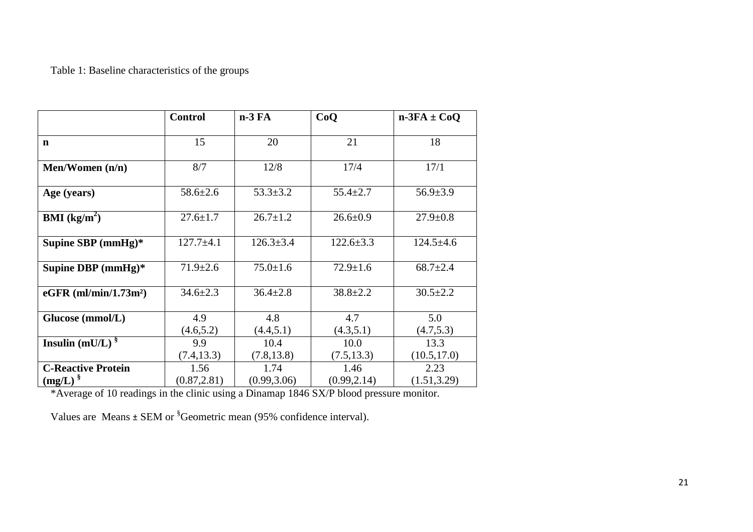Table 1: Baseline characteristics of the groups

| | Control | n-3 FA | CoQ | n-3FA ± CoQ |
|---|---|---|---|---|
| **n** | 15 | 20 | 21 | 18 |
| **Men/Women (n/n)** | 8/7 | 12/8 | 17/4 | 17/1 |
| **Age (years)** | 58.6±2.6 | 53.3±3.2 | 55.4±2.7 | 56.9±3.9 |
| **BMI ($kg/m^2$)** | 27.6±1.7 | 26.7±1.2 | 26.6±0.9 | 27.9±0.8 |
| **Supine SBP (mmHg)*** | 127.7±4.1 | 126.3±3.4 | 122.6±3.3 | 124.5±4.6 |
| **Supine DBP (mmHg)*** | 71.9±2.6 | 75.0±1.6 | 72.9±1.6 | 68.7±2.4 |
| **eGFR (ml/min/1.73m²)** | 34.6±2.3 | 36.4±2.8 | 38.8±2.2 | 30.5±2.2 |
| **Glucose (mmol/L)** | 4.9 (4.6,5.2) | 4.8 (4.4,5.1) | 4.7 (4.3,5.1) | 5.0 (4.7,5.3) |
| **Insulin (mU/L) §** | 9.9 (7.4,13.3) | 10.4 (7.8,13.8) | 10.0 (7.5,13.3) | 13.3 (10.5,17.0) |
| **C-Reactive Protein (mg/L) §** | 1.56 (0.87,2.81) | 1.74 (0.99,3.06) | 1.46 (0.99,2.14) | 2.23 (1.51,3.29) |

*Average of 10 readings in the clinic using a Dinamap 1846 SX/P blood pressure monitor.

Values are Means ± SEM or §Geometric mean (95% confidence interval).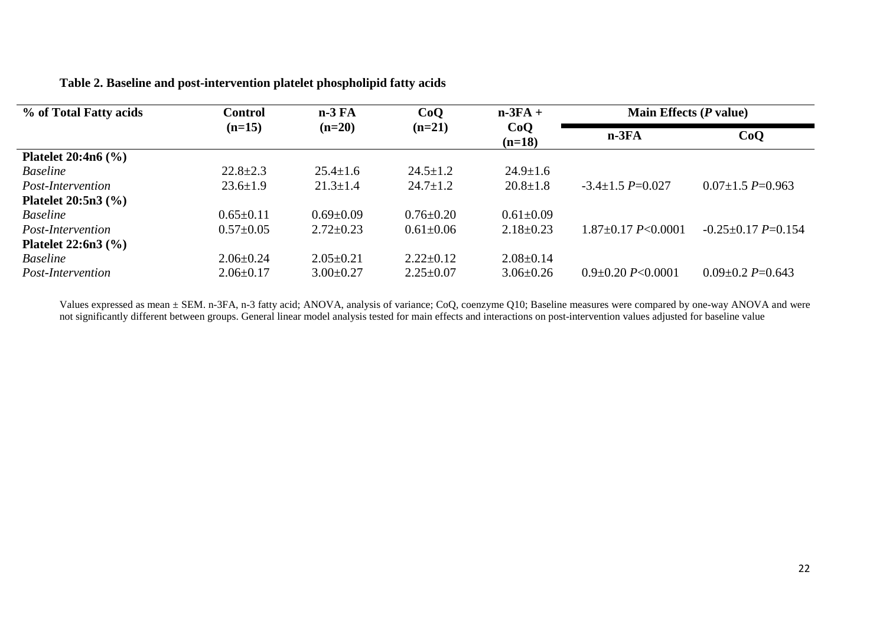**Table 2. Baseline and post-intervention platelet phospholipid fatty acids**

| % of Total Fatty acids | Control (n=15) | n-3 FA (n=20) | CoQ (n=21) | n-3FA + CoQ (n=18) | Main Effects (*P* value) | |
|---|---|---|---|---|---|---|
| | | | | | n-3FA | CoQ |
| **Platelet 20:4n6 (%)** | | | | | | |
| *Baseline* | 22.8±2.3 | 25.4±1.6 | 24.5±1.2 | 24.9±1.6 | | |
| *Post-Intervention* | 23.6±1.9 | 21.3±1.4 | 24.7±1.2 | 20.8±1.8 | -3.4±1.5 $P$=0.027 | 0.07±1.5 $P$=0.963 |
| **Platelet 20:5n3 (%)** | | | | | | |
| *Baseline* | 0.65±0.11 | 0.69±0.09 | 0.76±0.20 | 0.61±0.09 | | |
| *Post-Intervention* | 0.57±0.05 | 2.72±0.23 | 0.61±0.06 | 2.18±0.23 | 1.87±0.17 $P$<0.0001 | -0.25±0.17 $P$=0.154 |
| **Platelet 22:6n3 (%)** | | | | | | |
| *Baseline* | 2.06±0.24 | 2.05±0.21 | 2.22±0.12 | 2.08±0.14 | | |
| *Post-Intervention* | 2.06±0.17 | 3.00±0.27 | 2.25±0.07 | 3.06±0.26 | 0.9±0.20 $P$<0.0001 | 0.09±0.2 $P$=0.643 |

Values expressed as mean ± SEM. n-3FA, n-3 fatty acid; ANOVA, analysis of variance; CoQ, coenzyme Q10; Baseline measures were compared by one-way ANOVA and were not significantly different between groups. General linear model analysis tested for main effects and interactions on post-intervention values adjusted for baseline value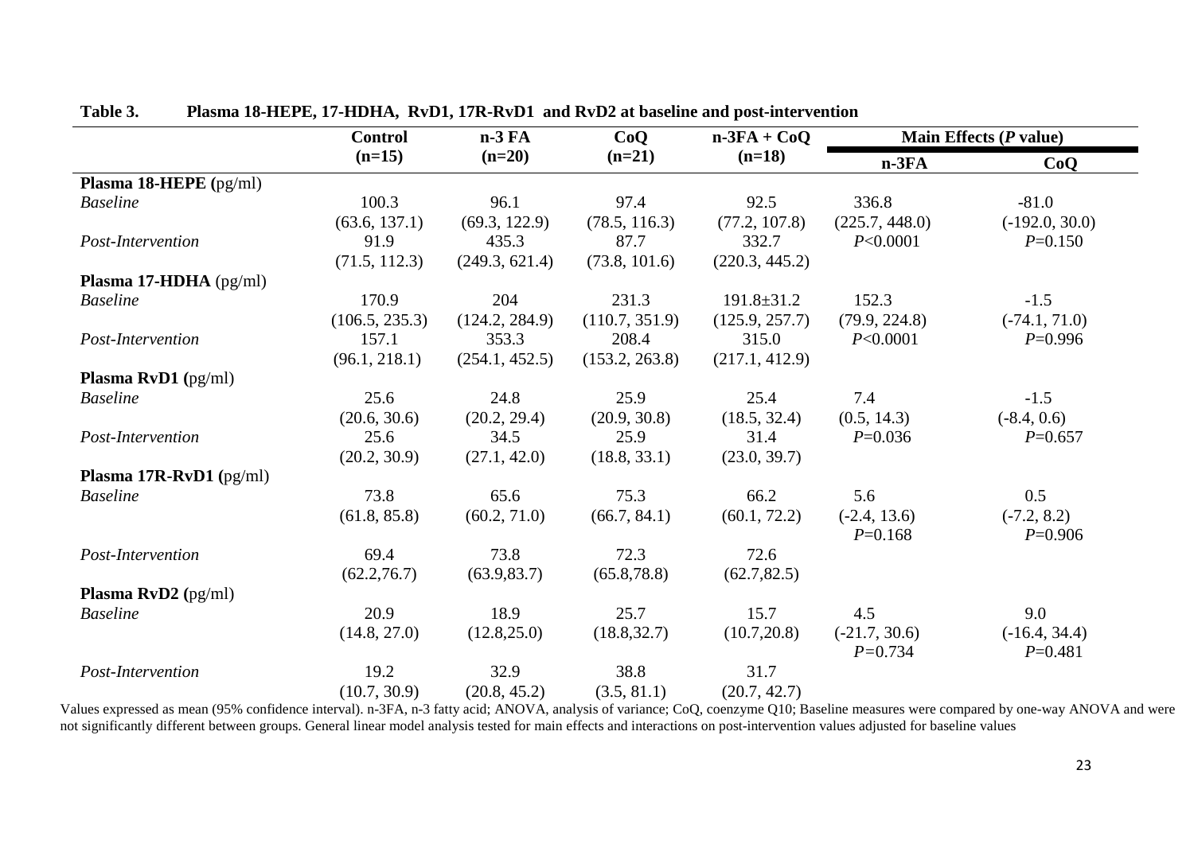**Table 3. Plasma 18-HEPE, 17-HDHA, RvD1, 17R-RvD1 and RvD2 at baseline and post-intervention**

| | Control (n=15) | n-3 FA (n=20) | CoQ (n=21) | n-3FA + CoQ (n=18) | Main Effects (*P* value) | |
|---|---|---|---|---|---|---|
| | | | | | **n-3FA** | **CoQ** |
| **Plasma 18-HEPE** (pg/ml) | | | | | | |
| *Baseline* | 100.3 (63.6, 137.1) | 96.1 (69.3, 122.9) | 97.4 (78.5, 116.3) | 92.5 (77.2, 107.8) | 336.8 (225.7, 448.0) | -81.0 (-192.0, 30.0) |
| *Post-Intervention* | 91.9 (71.5, 112.3) | 435.3 (249.3, 621.4) | 87.7 (73.8, 101.6) | 332.7 (220.3, 445.2) | *P*<0.0001 | *P*=0.150 |
| **Plasma 17-HDHA** (pg/ml) | | | | | | |
| *Baseline* | 170.9 (106.5, 235.3) | 204 (124.2, 284.9) | 231.3 (110.7, 351.9) | 191.8±31.2 (125.9, 257.7) | 152.3 (79.9, 224.8) | -1.5 (-74.1, 71.0) |
| *Post-Intervention* | 157.1 (96.1, 218.1) | 353.3 (254.1, 452.5) | 208.4 (153.2, 263.8) | 315.0 (217.1, 412.9) | *P*<0.0001 | *P*=0.996 |
| **Plasma RvD1** (pg/ml) | | | | | | |
| *Baseline* | 25.6 (20.6, 30.6) | 24.8 (20.2, 29.4) | 25.9 (20.9, 30.8) | 25.4 (18.5, 32.4) | 7.4 (0.5, 14.3) | -1.5 (-8.4, 0.6) |
| *Post-Intervention* | 25.6 (20.2, 30.9) | 34.5 (27.1, 42.0) | 25.9 (18.8, 33.1) | 31.4 (23.0, 39.7) | *P*=0.036 | *P*=0.657 |
| **Plasma 17R-RvD1** (pg/ml) | | | | | | |
| *Baseline* | 73.8 (61.8, 85.8) | 65.6 (60.2, 71.0) | 75.3 (66.7, 84.1) | 66.2 (60.1, 72.2) | 5.6 (-2.4, 13.6) *P*=0.168 | 0.5 (-7.2, 8.2) *P*=0.906 |
| *Post-Intervention* | 69.4 (62.2,76.7) | 73.8 (63.9,83.7) | 72.3 (65.8,78.8) | 72.6 (62.7,82.5) | | |
| **Plasma RvD2** (pg/ml) | | | | | | |
| *Baseline* | 20.9 (14.8, 27.0) | 18.9 (12.8,25.0) | 25.7 (18.8,32.7) | 15.7 (10.7,20.8) | 4.5 (-21.7, 30.6) *P*=0.734 | 9.0 (-16.4, 34.4) *P*=0.481 |
| *Post-Intervention* | 19.2 (10.7, 30.9) | 32.9 (20.8, 45.2) | 38.8 (3.5, 81.1) | 31.7 (20.7, 42.7) | | |

Values expressed as mean (95% confidence interval). n-3FA, n-3 fatty acid; ANOVA, analysis of variance; CoQ, coenzyme Q10; Baseline measures were compared by one-way ANOVA and were not significantly different between groups. General linear model analysis tested for main effects and interactions on post-intervention values adjusted for baseline values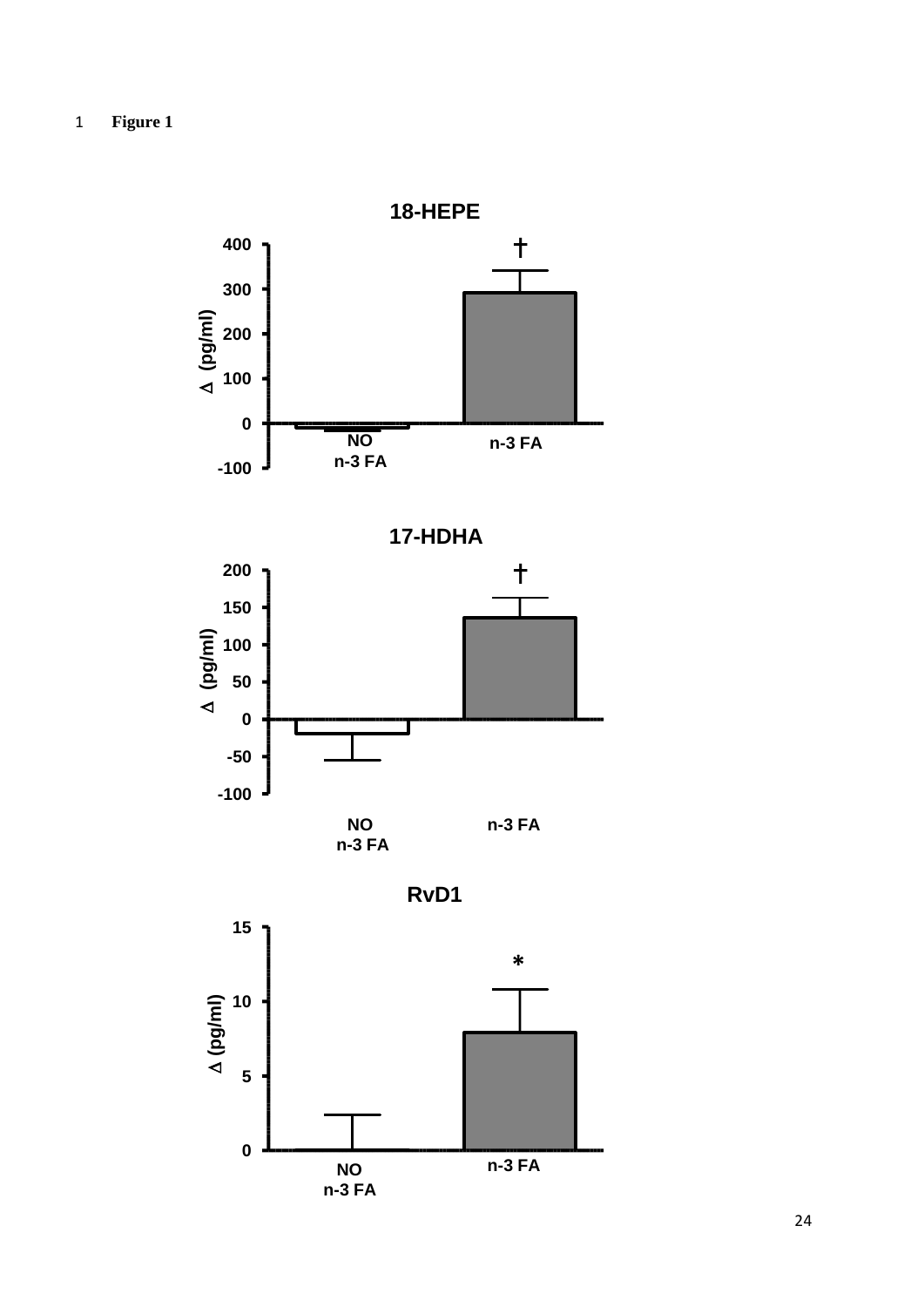**Figure 1**

18-HEPE

400
300
200
100
0
-100

Δ (pg/ml)

†

NO
n-3 FA

n-3 FA

17-HDHA

200
150
100
50
0
-50
-100

Δ (pg/ml)

†

NO
n-3 FA

n-3 FA

RvD1

15
10
5
0

Δ (pg/ml)

*

NO
n-3 FA

n-3 FA